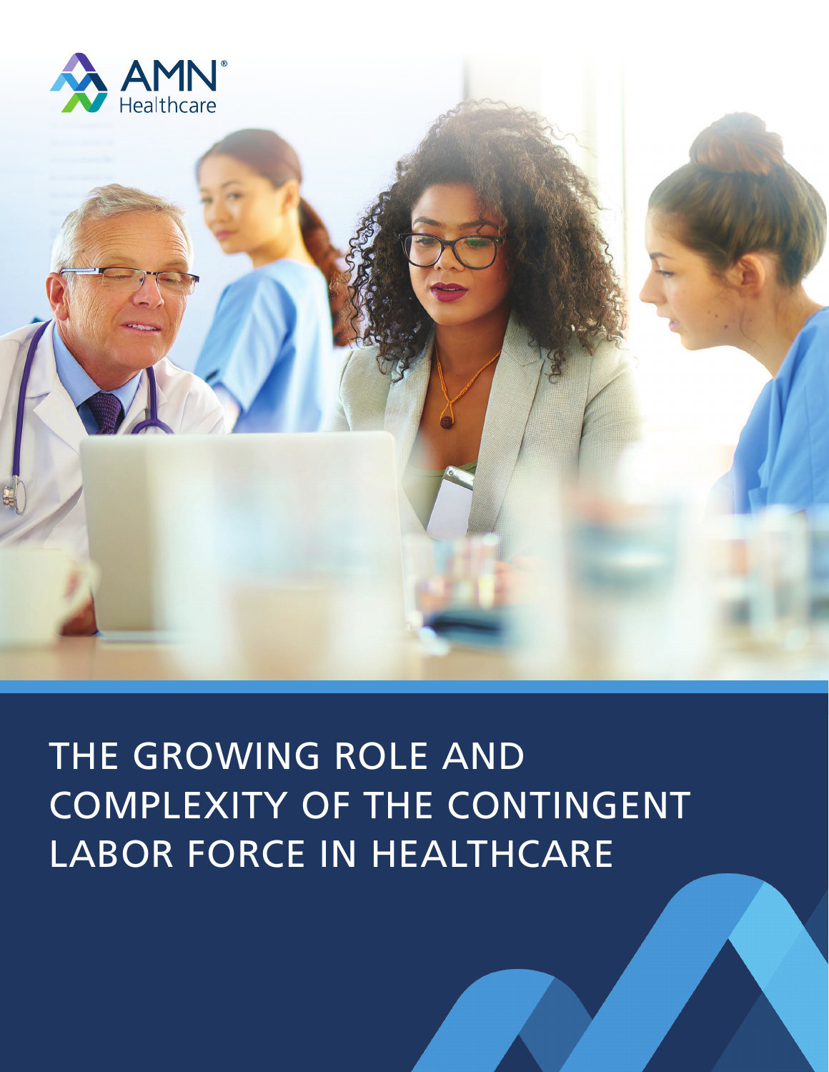AMN Healthcare

# THE GROWING ROLE AND COMPLEXITY OF THE CONTINGENT LABOR FORCE IN HEALTHCARE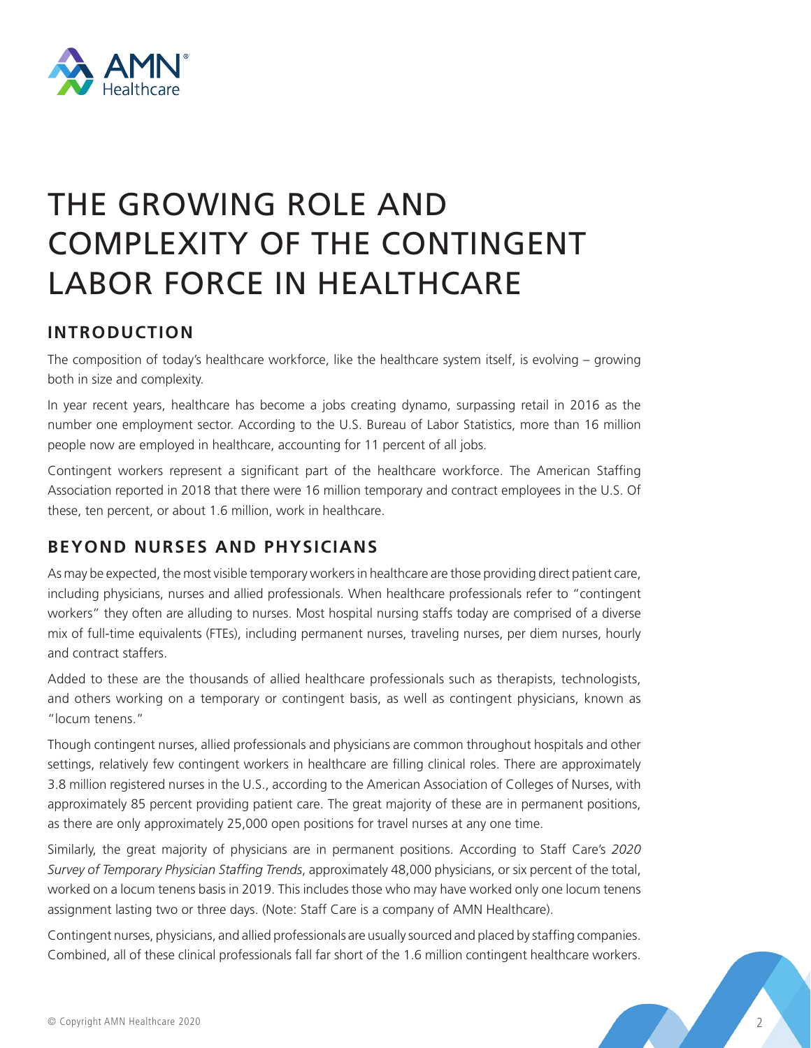# THE GROWING ROLE AND COMPLEXITY OF THE CONTINGENT LABOR FORCE IN HEALTHCARE

## INTRODUCTION

The composition of today's healthcare workforce, like the healthcare system itself, is evolving – growing both in size and complexity.

In year recent years, healthcare has become a jobs creating dynamo, surpassing retail in 2016 as the number one employment sector. According to the U.S. Bureau of Labor Statistics, more than 16 million people now are employed in healthcare, accounting for 11 percent of all jobs.

Contingent workers represent a significant part of the healthcare workforce. The American Staffing Association reported in 2018 that there were 16 million temporary and contract employees in the U.S. Of these, ten percent, or about 1.6 million, work in healthcare.

## BEYOND NURSES AND PHYSICIANS

As may be expected, the most visible temporary workers in healthcare are those providing direct patient care, including physicians, nurses and allied professionals. When healthcare professionals refer to "contingent workers" they often are alluding to nurses. Most hospital nursing staffs today are comprised of a diverse mix of full-time equivalents (FTEs), including permanent nurses, traveling nurses, per diem nurses, hourly and contract staffers.

Added to these are the thousands of allied healthcare professionals such as therapists, technologists, and others working on a temporary or contingent basis, as well as contingent physicians, known as "locum tenens."

Though contingent nurses, allied professionals and physicians are common throughout hospitals and other settings, relatively few contingent workers in healthcare are filling clinical roles. There are approximately 3.8 million registered nurses in the U.S., according to the American Association of Colleges of Nurses, with approximately 85 percent providing patient care. The great majority of these are in permanent positions, as there are only approximately 25,000 open positions for travel nurses at any one time.

Similarly, the great majority of physicians are in permanent positions. According to Staff Care's *2020 Survey of Temporary Physician Staffing Trends*, approximately 48,000 physicians, or six percent of the total, worked on a locum tenens basis in 2019. This includes those who may have worked only one locum tenens assignment lasting two or three days. (Note: Staff Care is a company of AMN Healthcare).

Contingent nurses, physicians, and allied professionals are usually sourced and placed by staffing companies. Combined, all of these clinical professionals fall far short of the 1.6 million contingent healthcare workers.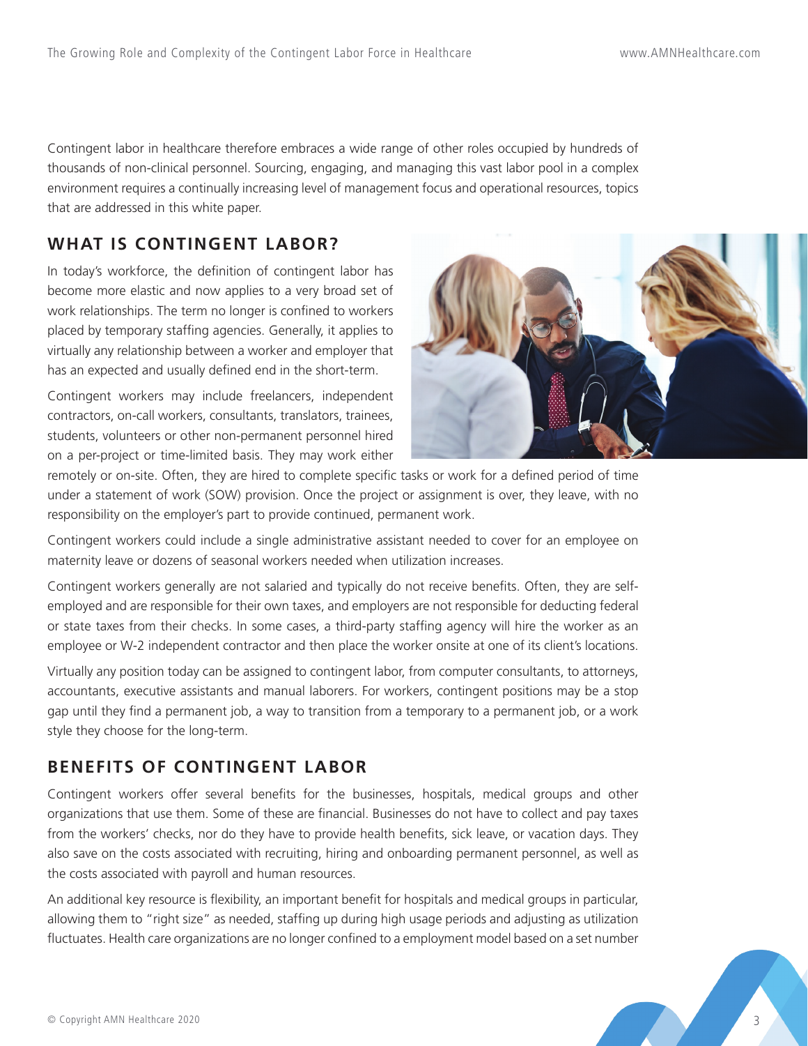Contingent labor in healthcare therefore embraces a wide range of other roles occupied by hundreds of thousands of non-clinical personnel. Sourcing, engaging, and managing this vast labor pool in a complex environment requires a continually increasing level of management focus and operational resources, topics that are addressed in this white paper.

## WHAT IS CONTINGENT LABOR?

In today's workforce, the definition of contingent labor has become more elastic and now applies to a very broad set of work relationships. The term no longer is confined to workers placed by temporary staffing agencies. Generally, it applies to virtually any relationship between a worker and employer that has an expected and usually defined end in the short-term.

Contingent workers may include freelancers, independent contractors, on-call workers, consultants, translators, trainees, students, volunteers or other non-permanent personnel hired on a per-project or time-limited basis. They may work either remotely or on-site. Often, they are hired to complete specific tasks or work for a defined period of time under a statement of work (SOW) provision. Once the project or assignment is over, they leave, with no responsibility on the employer's part to provide continued, permanent work.

Contingent workers could include a single administrative assistant needed to cover for an employee on maternity leave or dozens of seasonal workers needed when utilization increases.

Contingent workers generally are not salaried and typically do not receive benefits. Often, they are self-employed and are responsible for their own taxes, and employers are not responsible for deducting federal or state taxes from their checks. In some cases, a third-party staffing agency will hire the worker as an employee or W-2 independent contractor and then place the worker onsite at one of its client's locations.

Virtually any position today can be assigned to contingent labor, from computer consultants, to attorneys, accountants, executive assistants and manual laborers. For workers, contingent positions may be a stop gap until they find a permanent job, a way to transition from a temporary to a permanent job, or a work style they choose for the long-term.

## BENEFITS OF CONTINGENT LABOR

Contingent workers offer several benefits for the businesses, hospitals, medical groups and other organizations that use them. Some of these are financial. Businesses do not have to collect and pay taxes from the workers' checks, nor do they have to provide health benefits, sick leave, or vacation days. They also save on the costs associated with recruiting, hiring and onboarding permanent personnel, as well as the costs associated with payroll and human resources.

An additional key resource is flexibility, an important benefit for hospitals and medical groups in particular, allowing them to "right size" as needed, staffing up during high usage periods and adjusting as utilization fluctuates. Health care organizations are no longer confined to a employment model based on a set number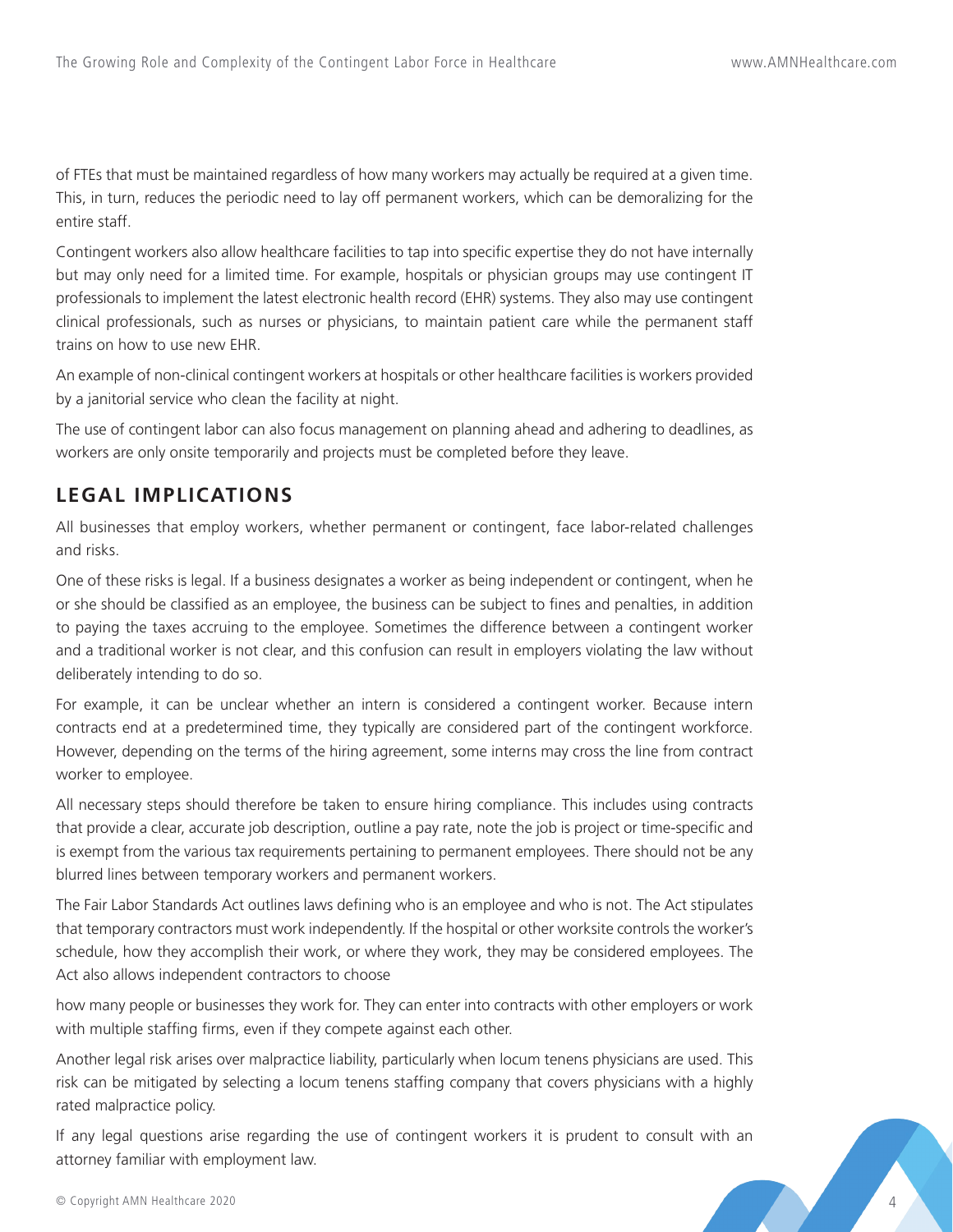of FTEs that must be maintained regardless of how many workers may actually be required at a given time. This, in turn, reduces the periodic need to lay off permanent workers, which can be demoralizing for the entire staff.

Contingent workers also allow healthcare facilities to tap into specific expertise they do not have internally but may only need for a limited time. For example, hospitals or physician groups may use contingent IT professionals to implement the latest electronic health record (EHR) systems. They also may use contingent clinical professionals, such as nurses or physicians, to maintain patient care while the permanent staff trains on how to use new EHR.

An example of non-clinical contingent workers at hospitals or other healthcare facilities is workers provided by a janitorial service who clean the facility at night.

The use of contingent labor can also focus management on planning ahead and adhering to deadlines, as workers are only onsite temporarily and projects must be completed before they leave.

## LEGAL IMPLICATIONS

All businesses that employ workers, whether permanent or contingent, face labor-related challenges and risks.

One of these risks is legal. If a business designates a worker as being independent or contingent, when he or she should be classified as an employee, the business can be subject to fines and penalties, in addition to paying the taxes accruing to the employee. Sometimes the difference between a contingent worker and a traditional worker is not clear, and this confusion can result in employers violating the law without deliberately intending to do so.

For example, it can be unclear whether an intern is considered a contingent worker. Because intern contracts end at a predetermined time, they typically are considered part of the contingent workforce. However, depending on the terms of the hiring agreement, some interns may cross the line from contract worker to employee.

All necessary steps should therefore be taken to ensure hiring compliance. This includes using contracts that provide a clear, accurate job description, outline a pay rate, note the job is project or time-specific and is exempt from the various tax requirements pertaining to permanent employees. There should not be any blurred lines between temporary workers and permanent workers.

The Fair Labor Standards Act outlines laws defining who is an employee and who is not. The Act stipulates that temporary contractors must work independently. If the hospital or other worksite controls the worker's schedule, how they accomplish their work, or where they work, they may be considered employees. The Act also allows independent contractors to choose how many people or businesses they work for. They can enter into contracts with other employers or work with multiple staffing firms, even if they compete against each other.

Another legal risk arises over malpractice liability, particularly when locum tenens physicians are used. This risk can be mitigated by selecting a locum tenens staffing company that covers physicians with a highly rated malpractice policy.

If any legal questions arise regarding the use of contingent workers it is prudent to consult with an attorney familiar with employment law.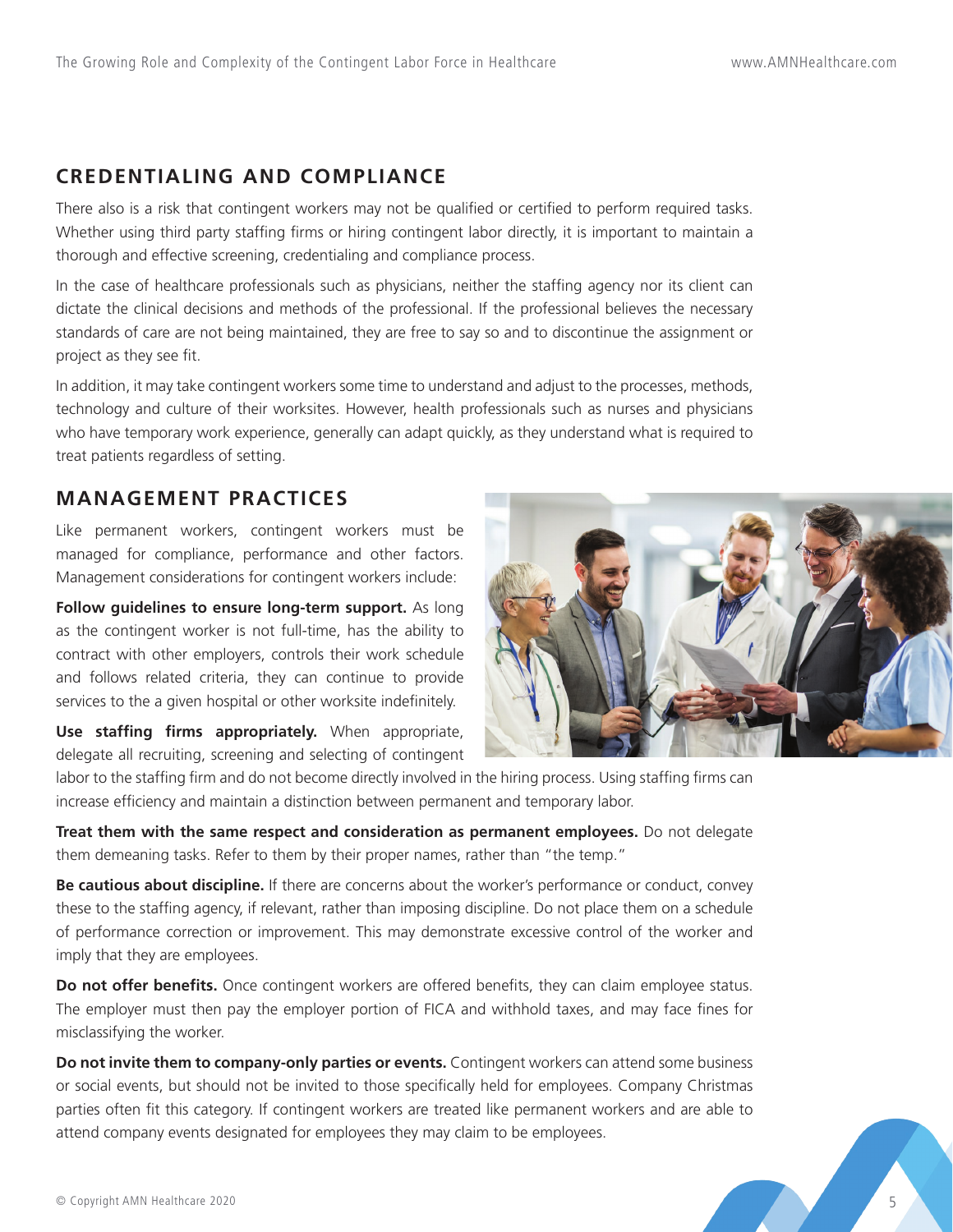## CREDENTIALING AND COMPLIANCE

There also is a risk that contingent workers may not be qualified or certified to perform required tasks. Whether using third party staffing firms or hiring contingent labor directly, it is important to maintain a thorough and effective screening, credentialing and compliance process.

In the case of healthcare professionals such as physicians, neither the staffing agency nor its client can dictate the clinical decisions and methods of the professional. If the professional believes the necessary standards of care are not being maintained, they are free to say so and to discontinue the assignment or project as they see fit.

In addition, it may take contingent workers some time to understand and adjust to the processes, methods, technology and culture of their worksites. However, health professionals such as nurses and physicians who have temporary work experience, generally can adapt quickly, as they understand what is required to treat patients regardless of setting.

## MANAGEMENT PRACTICES

Like permanent workers, contingent workers must be managed for compliance, performance and other factors. Management considerations for contingent workers include:

**Follow guidelines to ensure long-term support.** As long as the contingent worker is not full-time, has the ability to contract with other employers, controls their work schedule and follows related criteria, they can continue to provide services to the given hospital or other worksite indefinitely.

**Use staffing firms appropriately.** When appropriate, delegate all recruiting, screening and selecting of contingent labor to the staffing firm and do not become directly involved in the hiring process. Using staffing firms can increase efficiency and maintain a distinction between permanent and temporary labor.

**Treat them with the same respect and consideration as permanent employees.** Do not delegate them demeaning tasks. Refer to them by their proper names, rather than "the temp."

**Be cautious about discipline.** If there are concerns about the worker's performance or conduct, convey these to the staffing agency, if relevant, rather than imposing discipline. Do not place them on a schedule of performance correction or improvement. This may demonstrate excessive control of the worker and imply that they are employees.

**Do not offer benefits.** Once contingent workers are offered benefits, they can claim employee status. The employer must then pay the employer portion of FICA and withhold taxes, and may face fines for misclassifying the worker.

**Do not invite them to company-only parties or events.** Contingent workers can attend some business or social events, but should not be invited to those specifically held for employees. Company Christmas parties often fit this category. If contingent workers are treated like permanent workers and are able to attend company events designated for employees they may claim to be employees.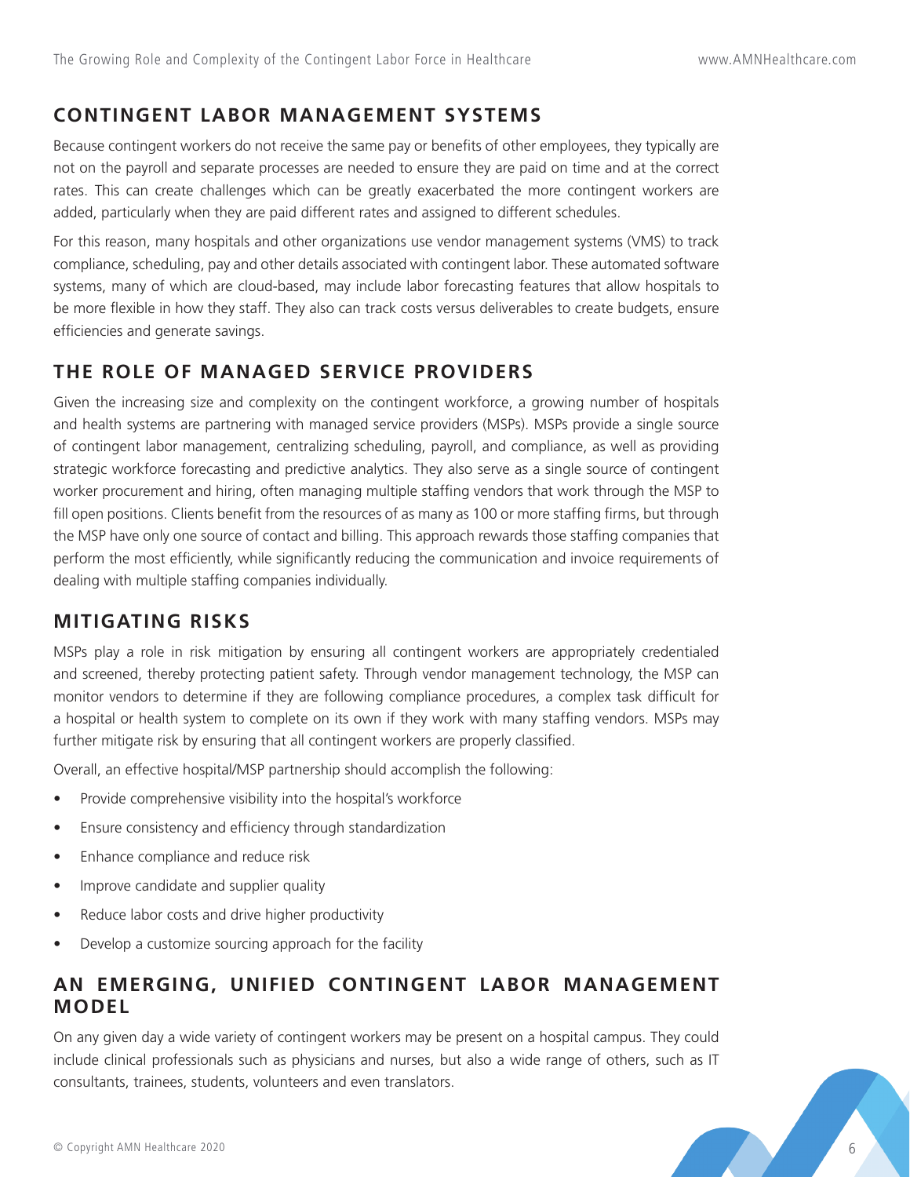## CONTINGENT LABOR MANAGEMENT SYSTEMS

Because contingent workers do not receive the same pay or benefits of other employees, they typically are not on the payroll and separate processes are needed to ensure they are paid on time and at the correct rates. This can create challenges which can be greatly exacerbated the more contingent workers are added, particularly when they are paid different rates and assigned to different schedules.

For this reason, many hospitals and other organizations use vendor management systems (VMS) to track compliance, scheduling, pay and other details associated with contingent labor. These automated software systems, many of which are cloud-based, may include labor forecasting features that allow hospitals to be more flexible in how they staff. They also can track costs versus deliverables to create budgets, ensure efficiencies and generate savings.

## THE ROLE OF MANAGED SERVICE PROVIDERS

Given the increasing size and complexity on the contingent workforce, a growing number of hospitals and health systems are partnering with managed service providers (MSPs). MSPs provide a single source of contingent labor management, centralizing scheduling, payroll, and compliance, as well as providing strategic workforce forecasting and predictive analytics. They also serve as a single source of contingent worker procurement and hiring, often managing multiple staffing vendors that work through the MSP to fill open positions. Clients benefit from the resources of as many as 100 or more staffing firms, but through the MSP have only one source of contact and billing. This approach rewards those staffing companies that perform the most efficiently, while significantly reducing the communication and invoice requirements of dealing with multiple staffing companies individually.

## MITIGATING RISKS

MSPs play a role in risk mitigation by ensuring all contingent workers are appropriately credentialed and screened, thereby protecting patient safety. Through vendor management technology, the MSP can monitor vendors to determine if they are following compliance procedures, a complex task difficult for a hospital or health system to complete on its own if they work with many staffing vendors. MSPs may further mitigate risk by ensuring that all contingent workers are properly classified.

Overall, an effective hospital/MSP partnership should accomplish the following:

- Provide comprehensive visibility into the hospital's workforce
- Ensure consistency and efficiency through standardization
- Enhance compliance and reduce risk
- Improve candidate and supplier quality
- Reduce labor costs and drive higher productivity
- Develop a customize sourcing approach for the facility

## AN EMERGING, UNIFIED CONTINGENT LABOR MANAGEMENT MODEL

On any given day a wide variety of contingent workers may be present on a hospital campus. They could include clinical professionals such as physicians and nurses, but also a wide range of others, such as IT consultants, trainees, students, volunteers and even translators.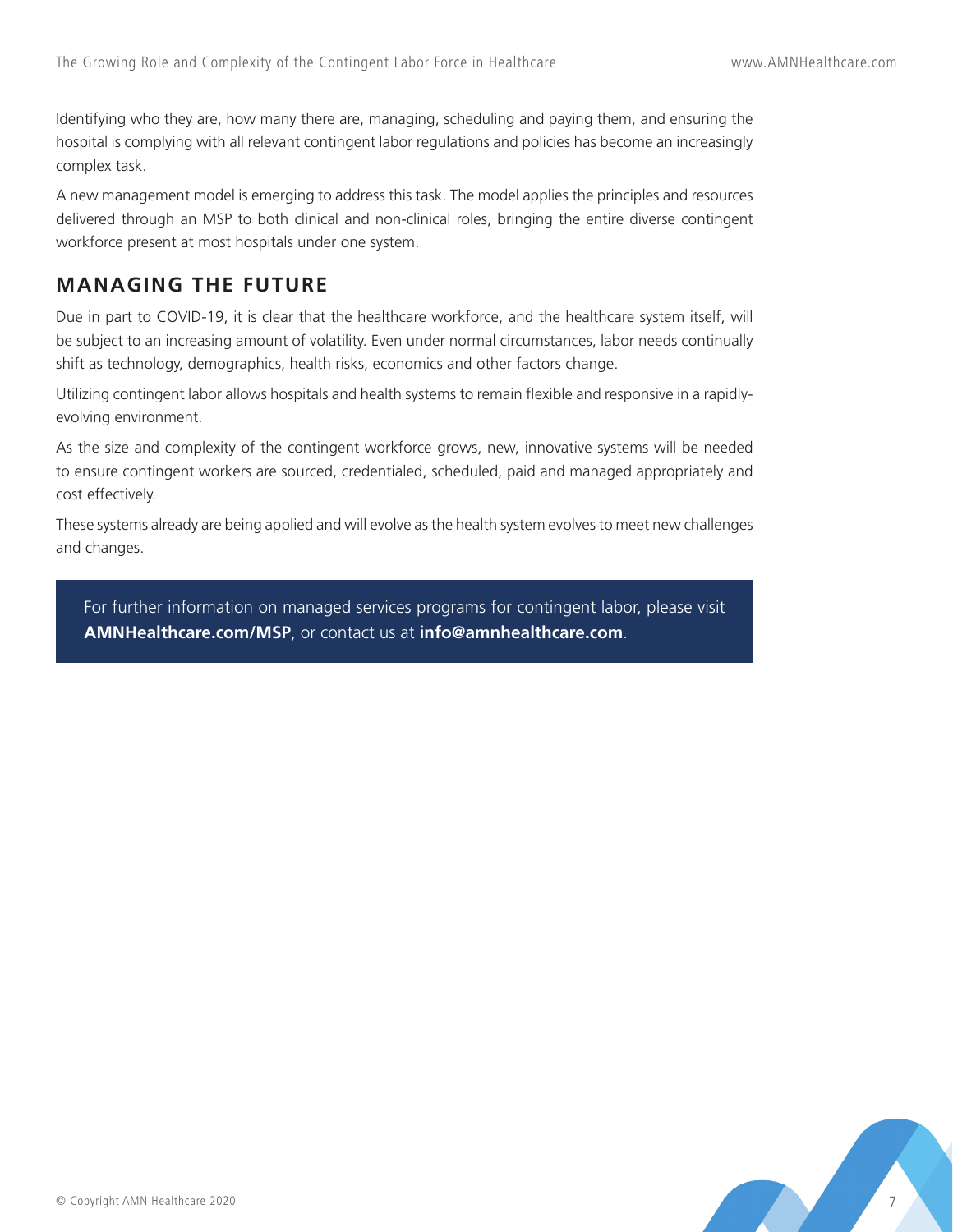Identifying who they are, how many there are, managing, scheduling and paying them, and ensuring the hospital is complying with all relevant contingent labor regulations and policies has become an increasingly complex task.

A new management model is emerging to address this task. The model applies the principles and resources delivered through an MSP to both clinical and non-clinical roles, bringing the entire diverse contingent workforce present at most hospitals under one system.

## MANAGING THE FUTURE

Due in part to COVID-19, it is clear that the healthcare workforce, and the healthcare system itself, will be subject to an increasing amount of volatility. Even under normal circumstances, labor needs continually shift as technology, demographics, health risks, economics and other factors change.

Utilizing contingent labor allows hospitals and health systems to remain flexible and responsive in a rapidly-evolving environment.

As the size and complexity of the contingent workforce grows, new, innovative systems will be needed to ensure contingent workers are sourced, credentialed, scheduled, paid and managed appropriately and cost effectively.

These systems already are being applied and will evolve as the health system evolves to meet new challenges and changes.

For further information on managed services programs for contingent labor, please visit **AMNHealthcare.com/MSP**, or contact us at **info@amnhealthcare.com**.

© Copyright AMN Healthcare 2020